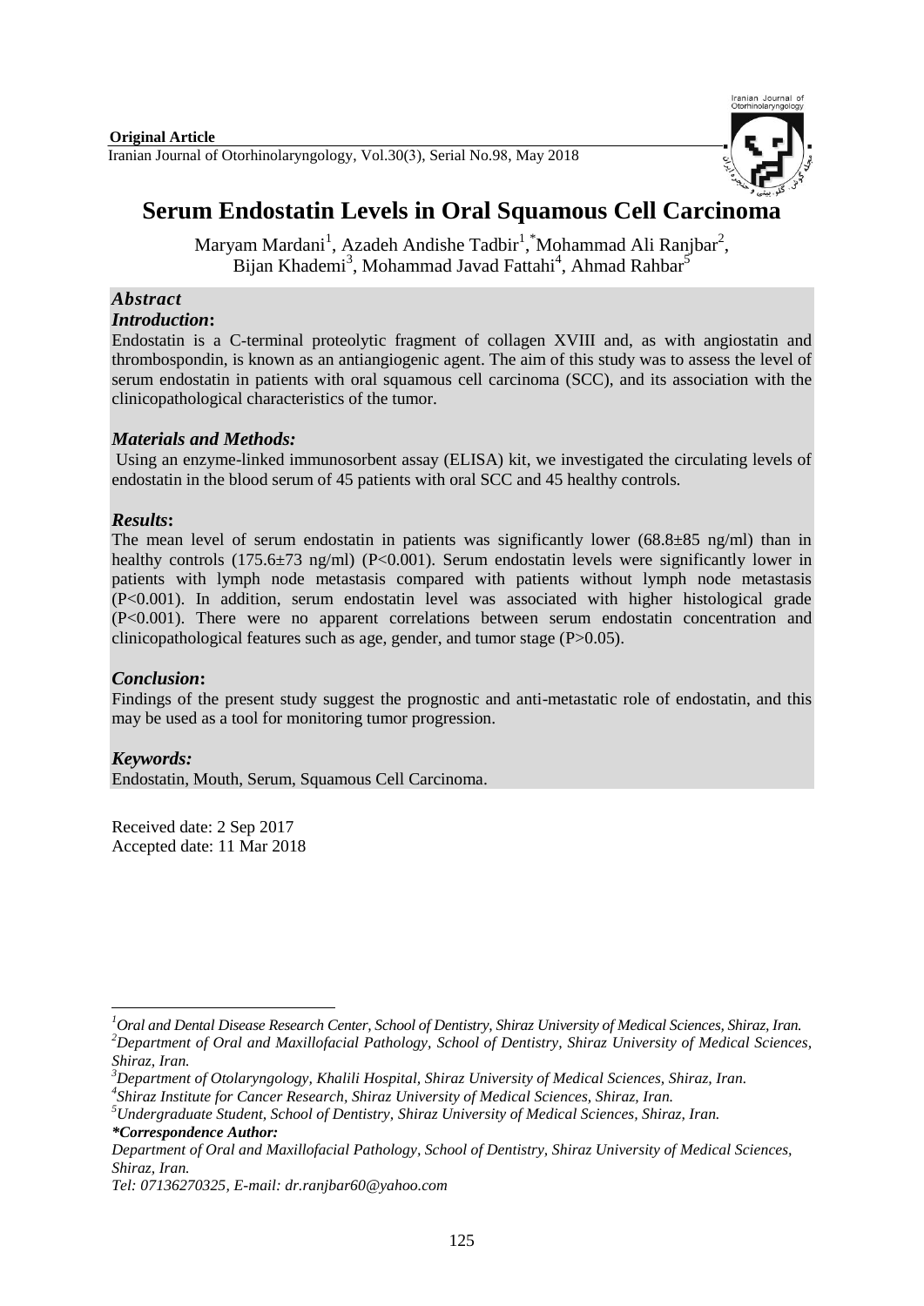**Original Article**

Iranian Journal of Otorhinolaryngology, Vol.30(3), Serial No.98, May 2018

# Serum Endostatin Levels in Oral Squamous Cell Carcinoma

Maryam Mardani[1], Azadeh Andishe Tadbir[1], *Mohammad Ali Ranjbar[2], Bijan Khademi[3], Mohammad Javad Fattahi[4], Ahmad Rahbar[5]

## *Abstract*

### *Introduction***:**

Endostatin is a C-terminal proteolytic fragment of collagen XVIII and, as with angiostatin and thrombospondin, is known as an antiangiogenic agent. The aim of this study was to assess the level of serum endostatin in patients with oral squamous cell carcinoma (SCC), and its association with the clinicopathological characteristics of the tumor.

### *Materials and Methods:*

Using an enzyme-linked immunosorbent assay (ELISA) kit, we investigated the circulating levels of endostatin in the blood serum of 45 patients with oral SCC and 45 healthy controls.

### *Results***:**

The mean level of serum endostatin in patients was significantly lower (68.8±85 ng/ml) than in healthy controls (175.6±73 ng/ml) ($P<0.001$). Serum endostatin levels were significantly lower in patients with lymph node metastasis compared with patients without lymph node metastasis ($P<0.001$). In addition, serum endostatin level was associated with higher histological grade ($P<0.001$). There were no apparent correlations between serum endostatin concentration and clinicopathological features such as age, gender, and tumor stage ($P>0.05$).

### *Conclusion***:**

Findings of the present study suggest the prognostic and anti-metastatic role of endostatin, and this may be used as a tool for monitoring tumor progression.

### *Keywords:*

Endostatin, Mouth, Serum, Squamous Cell Carcinoma.

Received date: 2 Sep 2017
Accepted date: 11 Mar 2018

---

[1]*Oral and Dental Disease Research Center, School of Dentistry, Shiraz University of Medical Sciences, Shiraz, Iran.*

[2]*Department of Oral and Maxillofacial Pathology, School of Dentistry, Shiraz University of Medical Sciences, Shiraz, Iran.*

[3]*Department of Otolaryngology, Khalili Hospital, Shiraz University of Medical Sciences, Shiraz, Iran.*

[4]*Shiraz Institute for Cancer Research, Shiraz University of Medical Sciences, Shiraz, Iran.*

[5]*Undergraduate Student, School of Dentistry, Shiraz University of Medical Sciences, Shiraz, Iran.*

***Correspondence Author:***

*Department of Oral and Maxillofacial Pathology, School of Dentistry, Shiraz University of Medical Sciences, Shiraz, Iran.*

*Tel: 07136270325, E-mail: dr.ranjbar60@yahoo.com*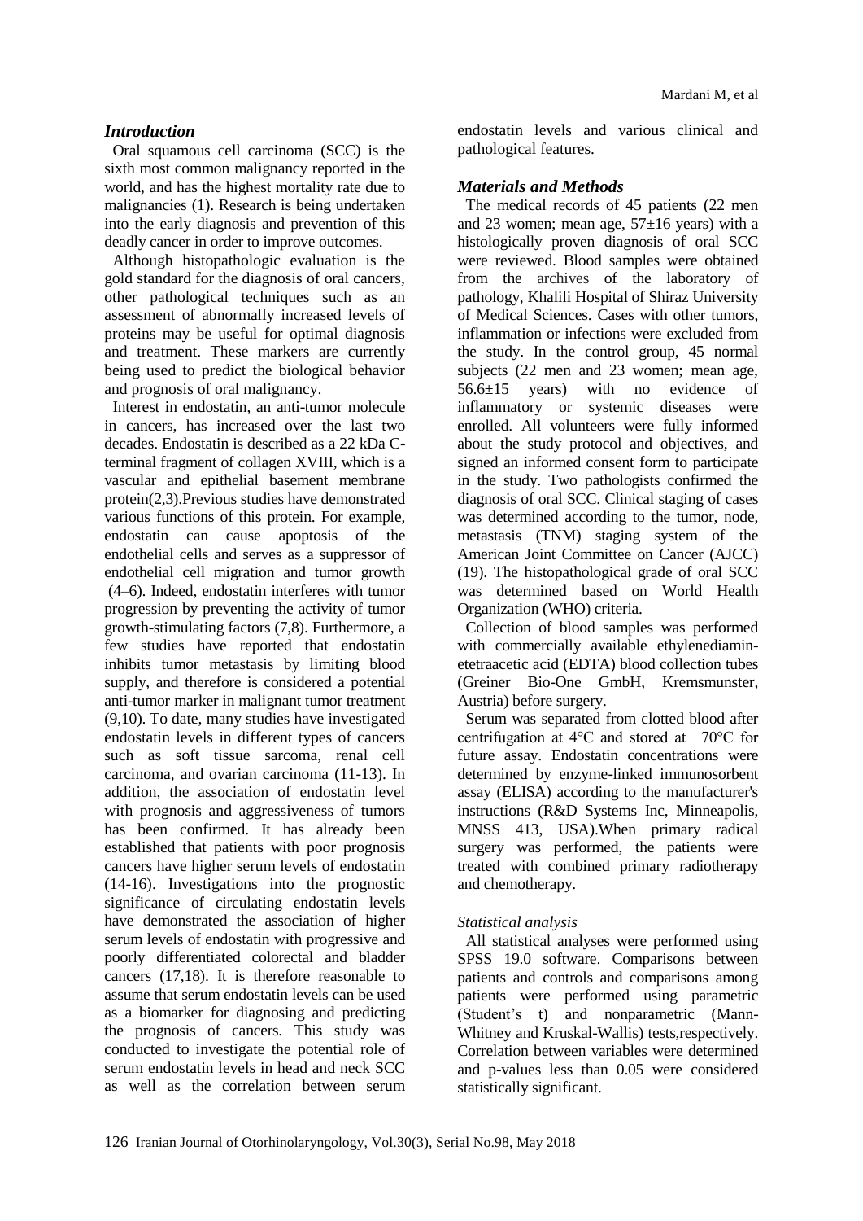## *Introduction*

Oral squamous cell carcinoma (SCC) is the sixth most common malignancy reported in the world, and has the highest mortality rate due to malignancies (1). Research is being undertaken into the early diagnosis and prevention of this deadly cancer in order to improve outcomes.

Although histopathologic evaluation is the gold standard for the diagnosis of oral cancers, other pathological techniques such as an assessment of abnormally increased levels of proteins may be useful for optimal diagnosis and treatment. These markers are currently being used to predict the biological behavior and prognosis of oral malignancy.

Interest in endostatin, an anti-tumor molecule in cancers, has increased over the last two decades. Endostatin is described as a 22 kDa C-terminal fragment of collagen XVIII, which is a vascular and epithelial basement membrane protein(2,3).Previous studies have demonstrated various functions of this protein. For example, endostatin can cause apoptosis of the endothelial cells and serves as a suppressor of endothelial cell migration and tumor growth (4–6). Indeed, endostatin interferes with tumor progression by preventing the activity of tumor growth-stimulating factors (7,8). Furthermore, a few studies have reported that endostatin inhibits tumor metastasis by limiting blood supply, and therefore is considered a potential anti-tumor marker in malignant tumor treatment (9,10). To date, many studies have investigated endostatin levels in different types of cancers such as soft tissue sarcoma, renal cell carcinoma, and ovarian carcinoma (11-13). In addition, the association of endostatin level with prognosis and aggressiveness of tumors has been confirmed. It has already been established that patients with poor prognosis cancers have higher serum levels of endostatin (14-16). Investigations into the prognostic significance of circulating endostatin levels have demonstrated the association of higher serum levels of endostatin with progressive and poorly differentiated colorectal and bladder cancers (17,18). It is therefore reasonable to assume that serum endostatin levels can be used as a biomarker for diagnosing and predicting the prognosis of cancers. This study was conducted to investigate the potential role of serum endostatin levels in head and neck SCC as well as the correlation between serum endostatin levels and various clinical and pathological features.

## *Materials and Methods*

The medical records of 45 patients (22 men and 23 women; mean age, 57±16 years) with a histologically proven diagnosis of oral SCC were reviewed. Blood samples were obtained from the archives of the laboratory of pathology, Khalili Hospital of Shiraz University of Medical Sciences. Cases with other tumors, inflammation or infections were excluded from the study. In the control group, 45 normal subjects (22 men and 23 women; mean age, 56.6±15 years) with no evidence of inflammatory or systemic diseases were enrolled. All volunteers were fully informed about the study protocol and objectives, and signed an informed consent form to participate in the study. Two pathologists confirmed the diagnosis of oral SCC. Clinical staging of cases was determined according to the tumor, node, metastasis (TNM) staging system of the American Joint Committee on Cancer (AJCC) (19). The histopathological grade of oral SCC was determined based on World Health Organization (WHO) criteria.

Collection of blood samples was performed with commercially available ethylenediamin-etetraacetic acid (EDTA) blood collection tubes (Greiner Bio-One GmbH, Kremsmunster, Austria) before surgery.

Serum was separated from clotted blood after centrifugation at 4°C and stored at −70°C for future assay. Endostatin concentrations were determined by enzyme-linked immunosorbent assay (ELISA) according to the manufacturer's instructions (R&D Systems Inc, Minneapolis, MNSS 413, USA).When primary radical surgery was performed, the patients were treated with combined primary radiotherapy and chemotherapy.

### *Statistical analysis*

All statistical analyses were performed using SPSS 19.0 software. Comparisons between patients and controls and comparisons among patients were performed using parametric (Student's t) and nonparametric (Mann-Whitney and Kruskal-Wallis) tests,respectively. Correlation between variables were determined and p-values less than 0.05 were considered statistically significant.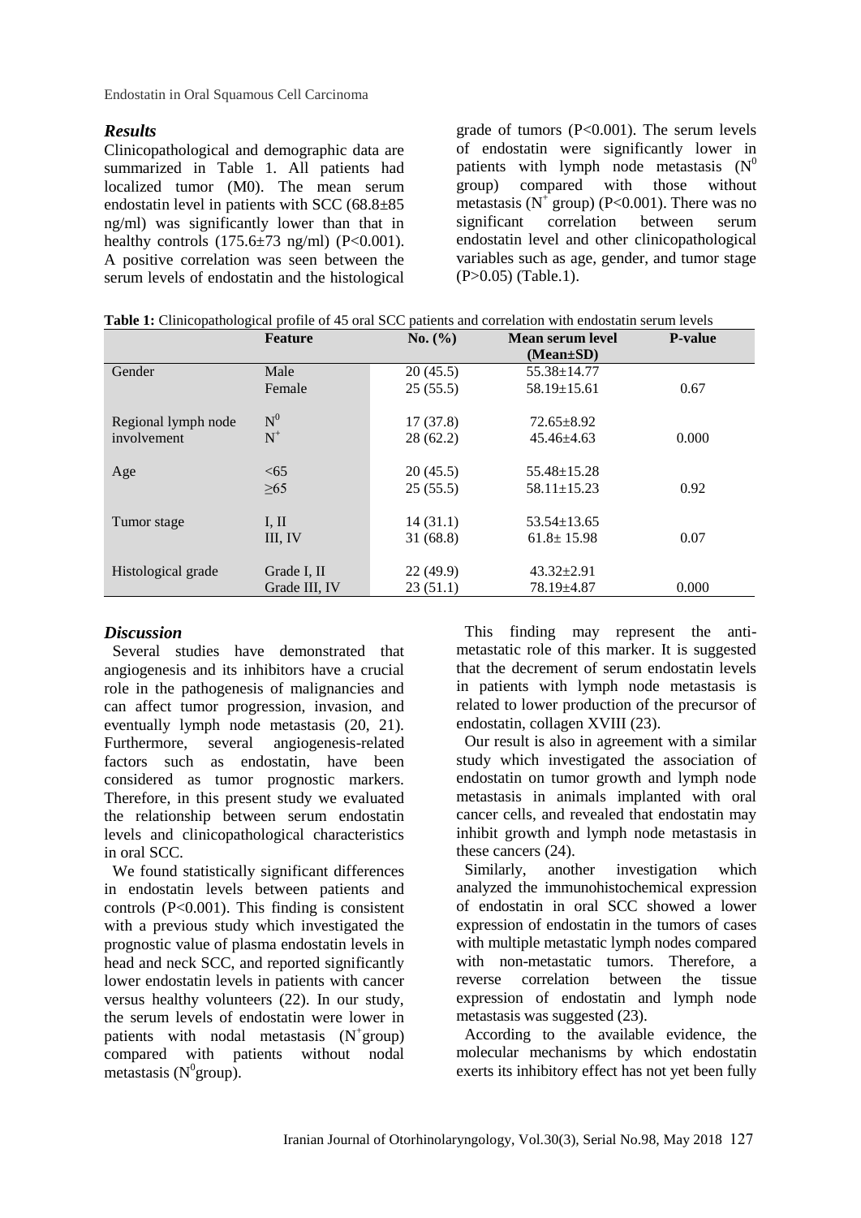## Results

Clinicopathological and demographic data are summarized in Table 1. All patients had localized tumor (M0). The mean serum endostatin level in patients with SCC (68.8±85 ng/ml) was significantly lower than that in healthy controls (175.6±73 ng/ml) ($P<0.001$). A positive correlation was seen between the serum levels of endostatin and the histological grade of tumors ($P<0.001$). The serum levels of endostatin were significantly lower in patients with lymph node metastasis ($N^0$ group) compared with those without metastasis ($N^+$ group) ($P<0.001$). There was no significant correlation between serum endostatin level and other clinicopathological variables such as age, gender, and tumor stage ($P>0.05$) (Table.1).

**Table 1:** Clinicopathological profile of 45 oral SCC patients and correlation with endostatin serum levels

| | Feature | No. (%) | Mean serum level (Mean±SD) | P-value |
|---|---|---|---|---|
| Gender | Male | 20 (45.5) | 55.38±14.77 | |
| | Female | 25 (55.5) | 58.19±15.61 | 0.67 |
| Regional lymph node involvement | $N^0$ | 17 (37.8) | 72.65±8.92 | |
| | $N^+$ | 28 (62.2) | 45.46±4.63 | 0.000 |
| Age | <65 | 20 (45.5) | 55.48±15.28 | |
| | ≥65 | 25 (55.5) | 58.11±15.23 | 0.92 |
| Tumor stage | I, II | 14 (31.1) | 53.54±13.65 | |
| | III, IV | 31 (68.8) | 61.8± 15.98 | 0.07 |
| Histological grade | Grade I, II | 22 (49.9) | 43.32±2.91 | |
| | Grade III, IV | 23 (51.1) | 78.19±4.87 | 0.000 |

## Discussion

Several studies have demonstrated that angiogenesis and its inhibitors have a crucial role in the pathogenesis of malignancies and can affect tumor progression, invasion, and eventually lymph node metastasis (20, 21). Furthermore, several angiogenesis-related factors such as endostatin, have been considered as tumor prognostic markers. Therefore, in this present study we evaluated the relationship between serum endostatin levels and clinicopathological characteristics in oral SCC.

We found statistically significant differences in endostatin levels between patients and controls ($P<0.001$). This finding is consistent with a previous study which investigated the prognostic value of plasma endostatin levels in head and neck SCC, and reported significantly lower endostatin levels in patients with cancer versus healthy volunteers (22). In our study, the serum levels of endostatin were lower in patients with nodal metastasis ($N^+$group) compared with patients without nodal metastasis ($N^0$group).

This finding may represent the anti-metastatic role of this marker. It is suggested that the decrement of serum endostatin levels in patients with lymph node metastasis is related to lower production of the precursor of endostatin, collagen XVIII (23).

Our result is also in agreement with a similar study which investigated the association of endostatin on tumor growth and lymph node metastasis in animals implanted with oral cancer cells, and revealed that endostatin may inhibit growth and lymph node metastasis in these cancers (24).

Similarly, another investigation which analyzed the immunohistochemical expression of endostatin in oral SCC showed a lower expression of endostatin in the tumors of cases with multiple metastatic lymph nodes compared with non-metastatic tumors. Therefore, a reverse correlation between the tissue expression of endostatin and lymph node metastasis was suggested (23).

According to the available evidence, the molecular mechanisms by which endostatin exerts its inhibitory effect has not yet been fully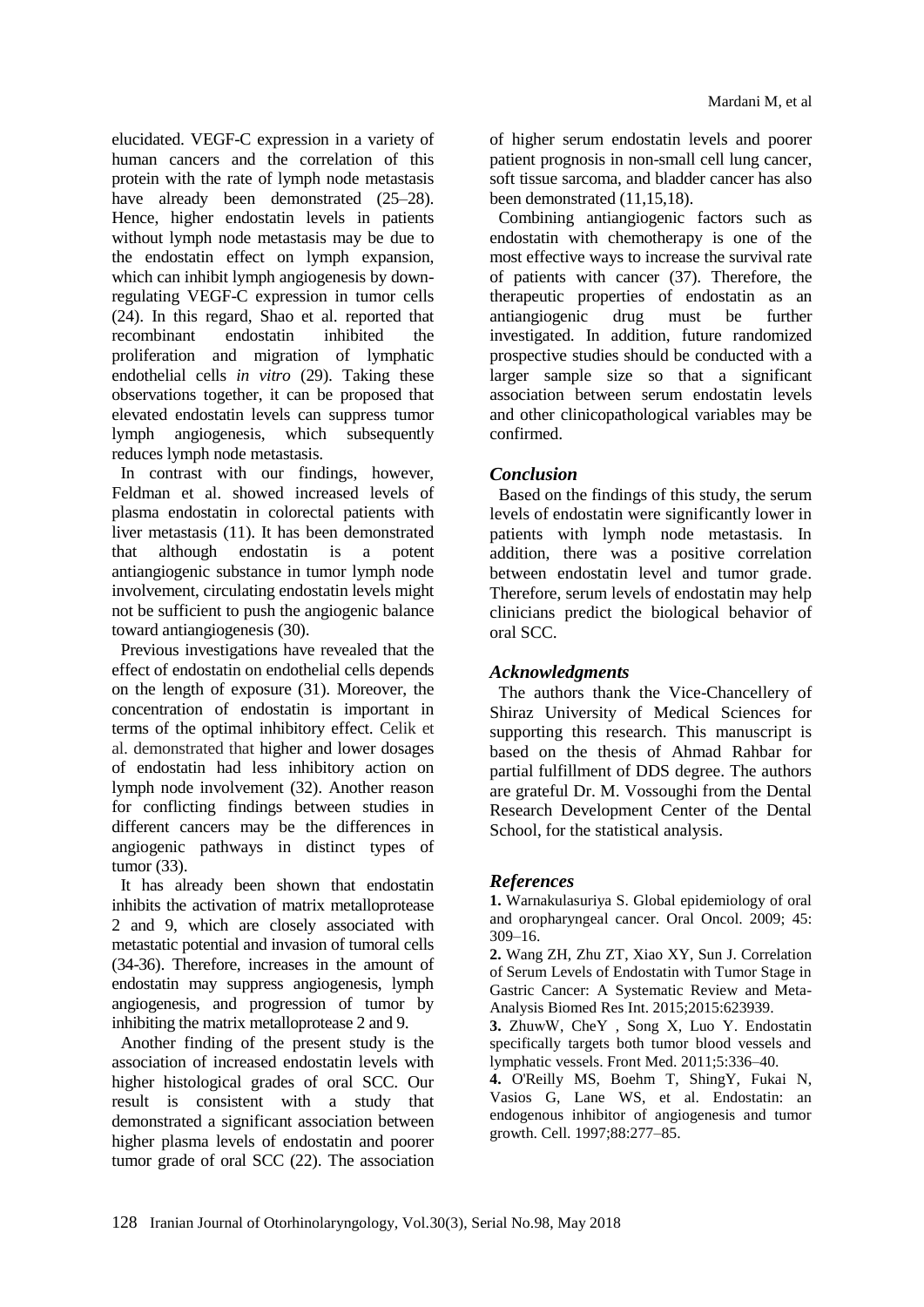elucidated. VEGF-C expression in a variety of human cancers and the correlation of this protein with the rate of lymph node metastasis have already been demonstrated (25–28). Hence, higher endostatin levels in patients without lymph node metastasis may be due to the endostatin effect on lymph expansion, which can inhibit lymph angiogenesis by down-regulating VEGF-C expression in tumor cells (24). In this regard, Shao et al. reported that recombinant endostatin inhibited the proliferation and migration of lymphatic endothelial cells *in vitro* (29). Taking these observations together, it can be proposed that elevated endostatin levels can suppress tumor lymph angiogenesis, which subsequently reduces lymph node metastasis.

In contrast with our findings, however, Feldman et al. showed increased levels of plasma endostatin in colorectal patients with liver metastasis (11). It has been demonstrated that although endostatin is a potent antiangiogenic substance in tumor lymph node involvement, circulating endostatin levels might not be sufficient to push the angiogenic balance toward antiangiogenesis (30).

Previous investigations have revealed that the effect of endostatin on endothelial cells depends on the length of exposure (31). Moreover, the concentration of endostatin is important in terms of the optimal inhibitory effect. Celik et al. demonstrated that higher and lower dosages of endostatin had less inhibitory action on lymph node involvement (32). Another reason for conflicting findings between studies in different cancers may be the differences in angiogenic pathways in distinct types of tumor (33).

It has already been shown that endostatin inhibits the activation of matrix metalloprotease 2 and 9, which are closely associated with metastatic potential and invasion of tumoral cells (34-36). Therefore, increases in the amount of endostatin may suppress angiogenesis, lymph angiogenesis, and progression of tumor by inhibiting the matrix metalloprotease 2 and 9.

Another finding of the present study is the association of increased endostatin levels with higher histological grades of oral SCC. Our result is consistent with a study that demonstrated a significant association between higher plasma levels of endostatin and poorer tumor grade of oral SCC (22). The association of higher serum endostatin levels and poorer patient prognosis in non-small cell lung cancer, soft tissue sarcoma, and bladder cancer has also been demonstrated (11,15,18).

Combining antiangiogenic factors such as endostatin with chemotherapy is one of the most effective ways to increase the survival rate of patients with cancer (37). Therefore, the therapeutic properties of endostatin as an antiangiogenic drug must be further investigated. In addition, future randomized prospective studies should be conducted with a larger sample size so that a significant association between serum endostatin levels and other clinicopathological variables may be confirmed.

## *Conclusion*

Based on the findings of this study, the serum levels of endostatin were significantly lower in patients with lymph node metastasis. In addition, there was a positive correlation between endostatin level and tumor grade. Therefore, serum levels of endostatin may help clinicians predict the biological behavior of oral SCC.

## *Acknowledgments*

The authors thank the Vice-Chancellery of Shiraz University of Medical Sciences for supporting this research. This manuscript is based on the thesis of Ahmad Rahbar for partial fulfillment of DDS degree. The authors are grateful Dr. M. Vossoughi from the Dental Research Development Center of the Dental School, for the statistical analysis.

## *References*

**1.** Warnakulasuriya S. Global epidemiology of oral and oropharyngeal cancer. Oral Oncol. 2009; 45: 309–16.

**2.** Wang ZH, Zhu ZT, Xiao XY, Sun J. Correlation of Serum Levels of Endostatin with Tumor Stage in Gastric Cancer: A Systematic Review and Meta-Analysis Biomed Res Int. 2015;2015:623939.

**3.** ZhuwW, CheY , Song X, Luo Y. Endostatin specifically targets both tumor blood vessels and lymphatic vessels. Front Med. 2011;5:336–40.

**4.** O'Reilly MS, Boehm T, ShingY, Fukai N, Vasios G, Lane WS, et al. Endostatin: an endogenous inhibitor of angiogenesis and tumor growth. Cell. 1997;88:277–85.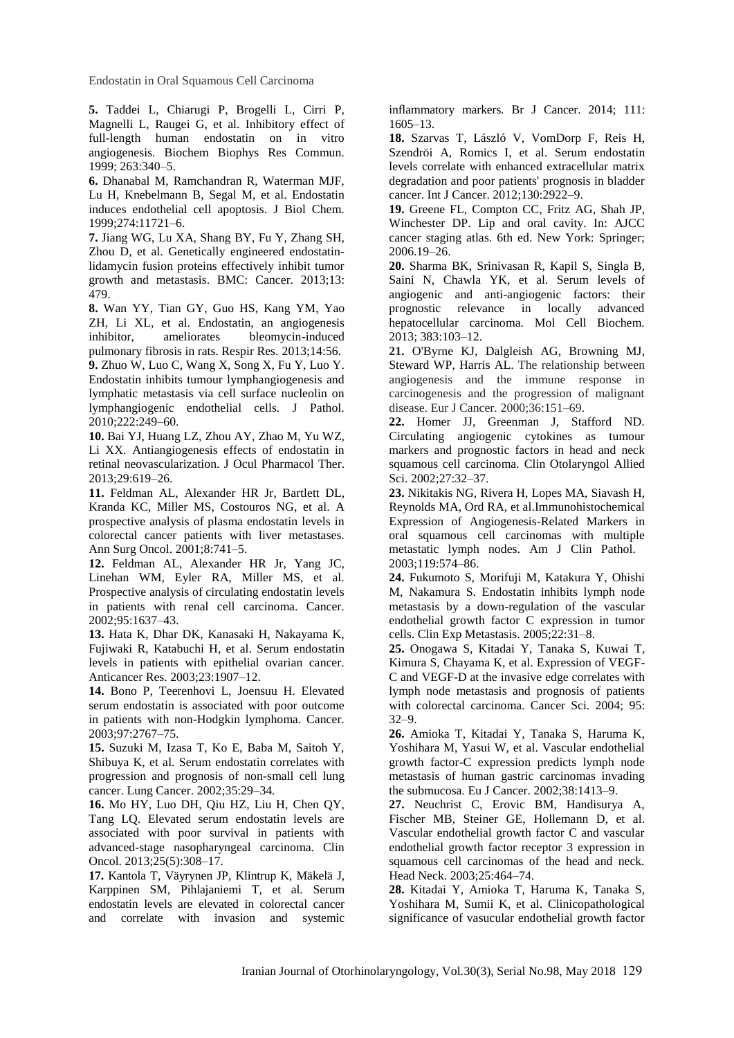**5.** Taddei L, Chiarugi P, Brogelli L, Cirri P, Magnelli L, Raugei G, et al. Inhibitory effect of full-length human endostatin on in vitro angiogenesis. Biochem Biophys Res Commun. 1999; 263:340–5.

**6.** Dhanabal M, Ramchandran R, Waterman MJF, Lu H, Knebelmann B, Segal M, et al. Endostatin induces endothelial cell apoptosis. J Biol Chem. 1999;274:11721–6.

**7.** Jiang WG, Lu XA, Shang BY, Fu Y, Zhang SH, Zhou D, et al. Genetically engineered endostatin-lidamycin fusion proteins effectively inhibit tumor growth and metastasis. BMC: Cancer. 2013;13: 479.

**8.** Wan YY, Tian GY, Guo HS, Kang YM, Yao ZH, Li XL, et al. Endostatin, an angiogenesis inhibitor, ameliorates bleomycin-induced pulmonary fibrosis in rats. Respir Res. 2013;14:56.

**9.** Zhuo W, Luo C, Wang X, Song X, Fu Y, Luo Y. Endostatin inhibits tumour lymphangiogenesis and lymphatic metastasis via cell surface nucleolin on lymphangiogenic endothelial cells. J Pathol. 2010;222:249–60.

**10.** Bai YJ, Huang LZ, Zhou AY, Zhao M, Yu WZ, Li XX. Antiangiogenesis effects of endostatin in retinal neovascularization. J Ocul Pharmacol Ther. 2013;29:619–26.

**11.** Feldman AL, Alexander HR Jr, Bartlett DL, Kranda KC, Miller MS, Costouros NG, et al. A prospective analysis of plasma endostatin levels in colorectal cancer patients with liver metastases. Ann Surg Oncol. 2001;8:741–5.

**12.** Feldman AL, Alexander HR Jr, Yang JC, Linehan WM, Eyler RA, Miller MS, et al. Prospective analysis of circulating endostatin levels in patients with renal cell carcinoma. Cancer. 2002;95:1637–43.

**13.** Hata K, Dhar DK, Kanasaki H, Nakayama K, Fujiwaki R, Katabuchi H, et al. Serum endostatin levels in patients with epithelial ovarian cancer. Anticancer Res. 2003;23:1907–12.

**14.** Bono P, Teerenhovi L, Joensuu H. Elevated serum endostatin is associated with poor outcome in patients with non-Hodgkin lymphoma. Cancer. 2003;97:2767–75.

**15.** Suzuki M, Izasa T, Ko E, Baba M, Saitoh Y, Shibuya K, et al. Serum endostatin correlates with progression and prognosis of non-small cell lung cancer. Lung Cancer. 2002;35:29–34.

**16.** Mo HY, Luo DH, Qiu HZ, Liu H, Chen QY, Tang LQ. Elevated serum endostatin levels are associated with poor survival in patients with advanced-stage nasopharyngeal carcinoma. Clin Oncol. 2013;25(5):308–17.

**17.** Kantola T, Väyrynen JP, Klintrup K, Mäkelä J, Karppinen SM, Pihlajaniemi T, et al. Serum endostatin levels are elevated in colorectal cancer and correlate with invasion and systemic inflammatory markers. Br J Cancer. 2014; 111: 1605–13.

**18.** Szarvas T, László V, VomDorp F, Reis H, Szendröi A, Romics I, et al. Serum endostatin levels correlate with enhanced extracellular matrix degradation and poor patients' prognosis in bladder cancer. Int J Cancer. 2012;130:2922–9.

**19.** Greene FL, Compton CC, Fritz AG, Shah JP, Winchester DP. Lip and oral cavity. In: AJCC cancer staging atlas. 6th ed. New York: Springer; 2006.19–26.

**20.** Sharma BK, Srinivasan R, Kapil S, Singla B, Saini N, Chawla YK, et al. Serum levels of angiogenic and anti-angiogenic factors: their prognostic relevance in locally advanced hepatocellular carcinoma. Mol Cell Biochem. 2013; 383:103–12.

**21.** O'Byrne KJ, Dalgleish AG, Browning MJ, Steward WP, Harris AL. The relationship between angiogenesis and the immune response in carcinogenesis and the progression of malignant disease. Eur J Cancer. 2000;36:151–69.

**22.** Homer JJ, Greenman J, Stafford ND. Circulating angiogenic cytokines as tumour markers and prognostic factors in head and neck squamous cell carcinoma. Clin Otolaryngol Allied Sci. 2002;27:32–37.

**23.** Nikitakis NG, Rivera H, Lopes MA, Siavash H, Reynolds MA, Ord RA, et al.Immunohistochemical Expression of Angiogenesis-Related Markers in oral squamous cell carcinomas with multiple metastatic lymph nodes. Am J Clin Pathol. 2003;119:574–86.

**24.** Fukumoto S, Morifuji M, Katakura Y, Ohishi M, Nakamura S. Endostatin inhibits lymph node metastasis by a down-regulation of the vascular endothelial growth factor C expression in tumor cells. Clin Exp Metastasis. 2005;22:31–8.

**25.** Onogawa S, Kitadai Y, Tanaka S, Kuwai T, Kimura S, Chayama K, et al. Expression of VEGF-C and VEGF-D at the invasive edge correlates with lymph node metastasis and prognosis of patients with colorectal carcinoma. Cancer Sci. 2004; 95: 32–9.

**26.** Amioka T, Kitadai Y, Tanaka S, Haruma K, Yoshihara M, Yasui W, et al. Vascular endothelial growth factor-C expression predicts lymph node metastasis of human gastric carcinomas invading the submucosa. Eu J Cancer. 2002;38:1413–9.

**27.** Neuchrist C, Erovic BM, Handisurya A, Fischer MB, Steiner GE, Hollemann D, et al. Vascular endothelial growth factor C and vascular endothelial growth factor receptor 3 expression in squamous cell carcinomas of the head and neck. Head Neck. 2003;25:464–74.

**28.** Kitadai Y, Amioka T, Haruma K, Tanaka S, Yoshihara M, Sumii K, et al. Clinicopathological significance of vasucular endothelial growth factor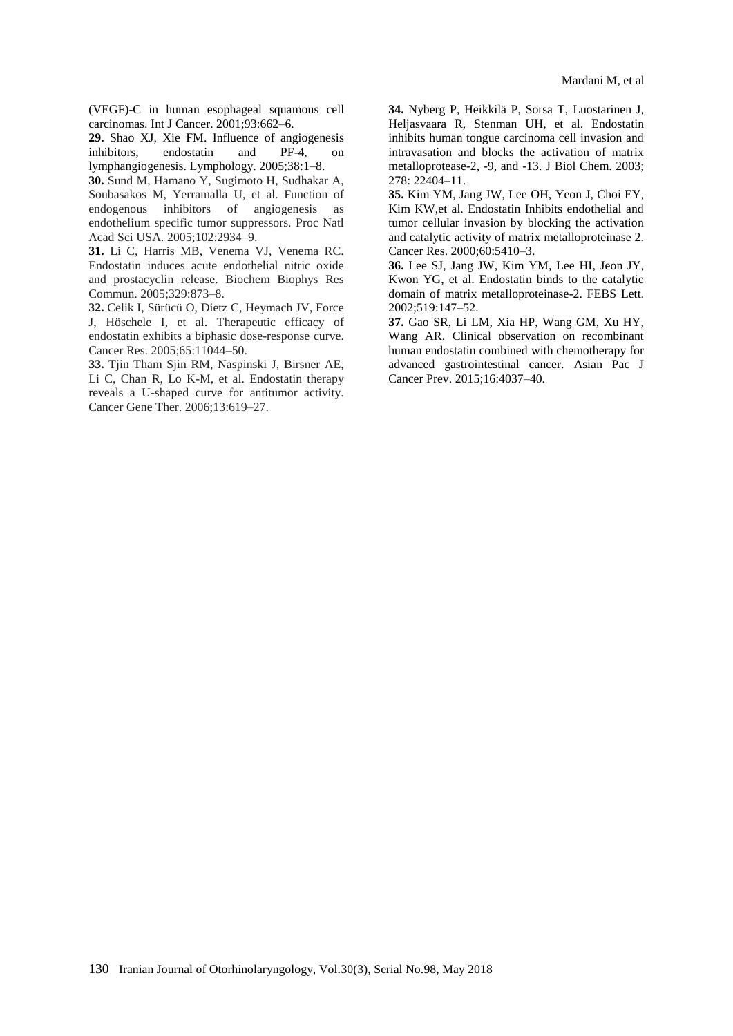(VEGF)-C in human esophageal squamous cell carcinomas. Int J Cancer. 2001;93:662–6.

**29.** Shao XJ, Xie FM. Influence of angiogenesis inhibitors, endostatin and PF-4, on lymphangiogenesis. Lymphology. 2005;38:1–8.

**30.** Sund M, Hamano Y, Sugimoto H, Sudhakar A, Soubasakos M, Yerramalla U, et al. Function of endogenous inhibitors of angiogenesis as endothelium specific tumor suppressors. Proc Natl Acad Sci USA. 2005;102:2934–9.

**31.** Li C, Harris MB, Venema VJ, Venema RC. Endostatin induces acute endothelial nitric oxide and prostacyclin release. Biochem Biophys Res Commun. 2005;329:873–8.

**32.** Celik I, Sürücü O, Dietz C, Heymach JV, Force J, Höschele I, et al. Therapeutic efficacy of endostatin exhibits a biphasic dose-response curve. Cancer Res. 2005;65:11044–50.

**33.** Tjin Tham Sjin RM, Naspinski J, Birsner AE, Li C, Chan R, Lo K-M, et al. Endostatin therapy reveals a U-shaped curve for antitumor activity. Cancer Gene Ther. 2006;13:619–27.

**34.** Nyberg P, Heikkilä P, Sorsa T, Luostarinen J, Heljasvaara R, Stenman UH, et al. Endostatin inhibits human tongue carcinoma cell invasion and intravasation and blocks the activation of matrix metalloprotease-2, -9, and -13. J Biol Chem. 2003; 278: 22404–11.

**35.** Kim YM, Jang JW, Lee OH, Yeon J, Choi EY, Kim KW,et al. Endostatin Inhibits endothelial and tumor cellular invasion by blocking the activation and catalytic activity of matrix metalloproteinase 2. Cancer Res. 2000;60:5410–3.

**36.** Lee SJ, Jang JW, Kim YM, Lee HI, Jeon JY, Kwon YG, et al. Endostatin binds to the catalytic domain of matrix metalloproteinase-2. FEBS Lett. 2002;519:147–52.

**37.** Gao SR, Li LM, Xia HP, Wang GM, Xu HY, Wang AR. Clinical observation on recombinant human endostatin combined with chemotherapy for advanced gastrointestinal cancer. Asian Pac J Cancer Prev. 2015;16:4037–40.